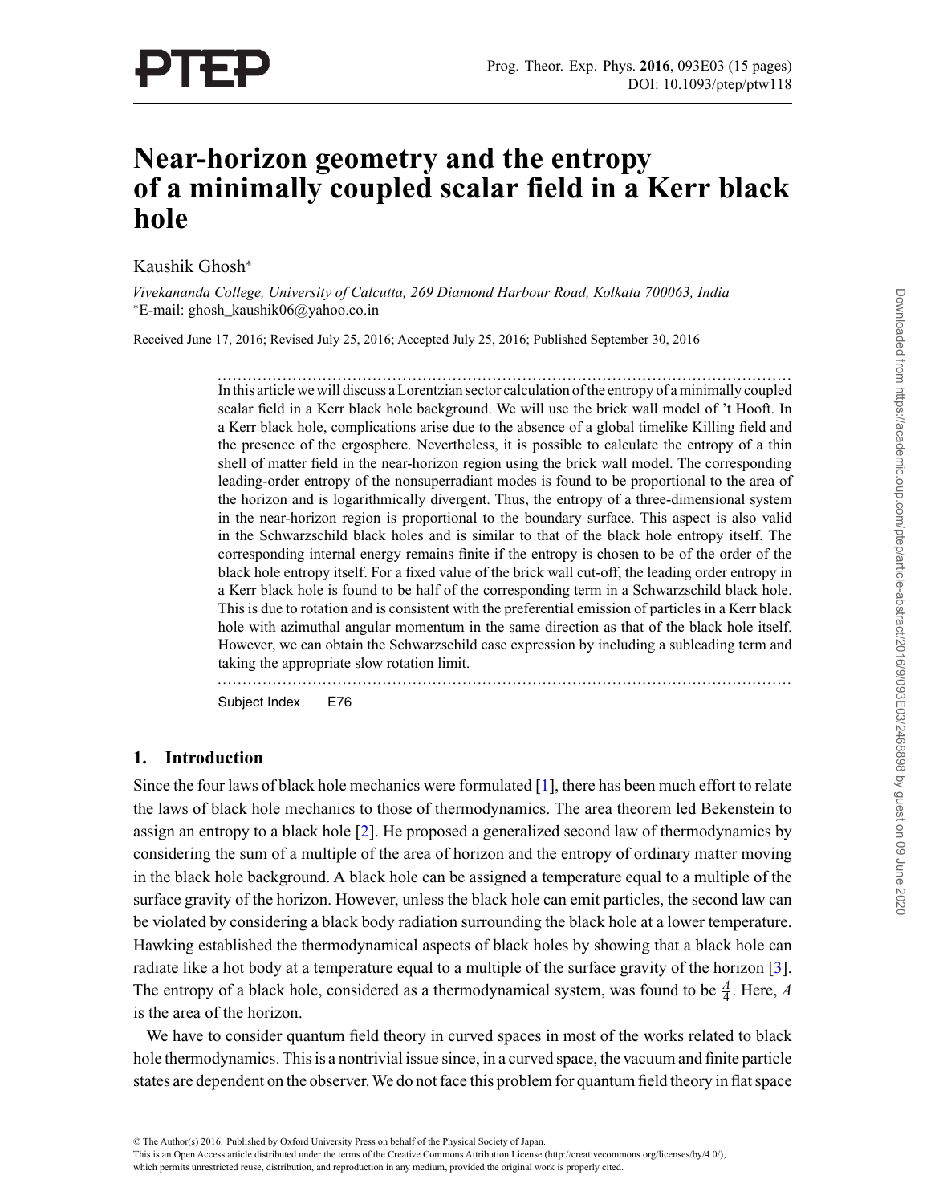# Near-horizon geometry and the entropy of a minimally coupled scalar field in a Kerr black hole

Kaushik Ghosh*

*Vivekananda College, University of Calcutta, 269 Diamond Harbour Road, Kolkata 700063, India*
*E-mail: ghosh_kaushik06@yahoo.co.in

Received June 17, 2016; Revised July 25, 2016; Accepted July 25, 2016; Published September 30, 2016

In this article we will discuss a Lorentzian sector calculation of the entropy of a minimally coupled scalar field in a Kerr black hole background. We will use the brick wall model of 't Hooft. In a Kerr black hole, complications arise due to the absence of a global timelike Killing field and the presence of the ergosphere. Nevertheless, it is possible to calculate the entropy of a thin shell of matter field in the near-horizon region using the brick wall model. The corresponding leading-order entropy of the nonsuperradiant modes is found to be proportional to the area of the horizon and is logarithmically divergent. Thus, the entropy of a three-dimensional system in the near-horizon region is proportional to the boundary surface. This aspect is also valid in the Schwarzschild black holes and is similar to that of the black hole entropy itself. The corresponding internal energy remains finite if the entropy is chosen to be of the order of the black hole entropy itself. For a fixed value of the brick wall cut-off, the leading order entropy in a Kerr black hole is found to be half of the corresponding term in a Schwarzschild black hole. This is due to rotation and is consistent with the preferential emission of particles in a Kerr black hole with azimuthal angular momentum in the same direction as that of the black hole itself. However, we can obtain the Schwarzschild case expression by including a subleading term and taking the appropriate slow rotation limit.

Subject Index E76

## 1. Introduction

Since the four laws of black hole mechanics were formulated [1], there has been much effort to relate the laws of black hole mechanics to those of thermodynamics. The area theorem led Bekenstein to assign an entropy to a black hole [2]. He proposed a generalized second law of thermodynamics by considering the sum of a multiple of the area of horizon and the entropy of ordinary matter moving in the black hole background. A black hole can be assigned a temperature equal to a multiple of the surface gravity of the horizon. However, unless the black hole can emit particles, the second law can be violated by considering a black body radiation surrounding the black hole at a lower temperature. Hawking established the thermodynamical aspects of black holes by showing that a black hole can radiate like a hot body at a temperature equal to a multiple of the surface gravity of the horizon [3]. The entropy of a black hole, considered as a thermodynamical system, was found to be $\frac{A}{4}$. Here, $A$ is the area of the horizon.

We have to consider quantum field theory in curved spaces in most of the works related to black hole thermodynamics. This is a nontrivial issue since, in a curved space, the vacuum and finite particle states are dependent on the observer. We do not face this problem for quantum field theory in flat space

© The Author(s) 2016. Published by Oxford University Press on behalf of the Physical Society of Japan.
This is an Open Access article distributed under the terms of the Creative Commons Attribution License (http://creativecommons.org/licenses/by/4.0/), which permits unrestricted reuse, distribution, and reproduction in any medium, provided the original work is properly cited.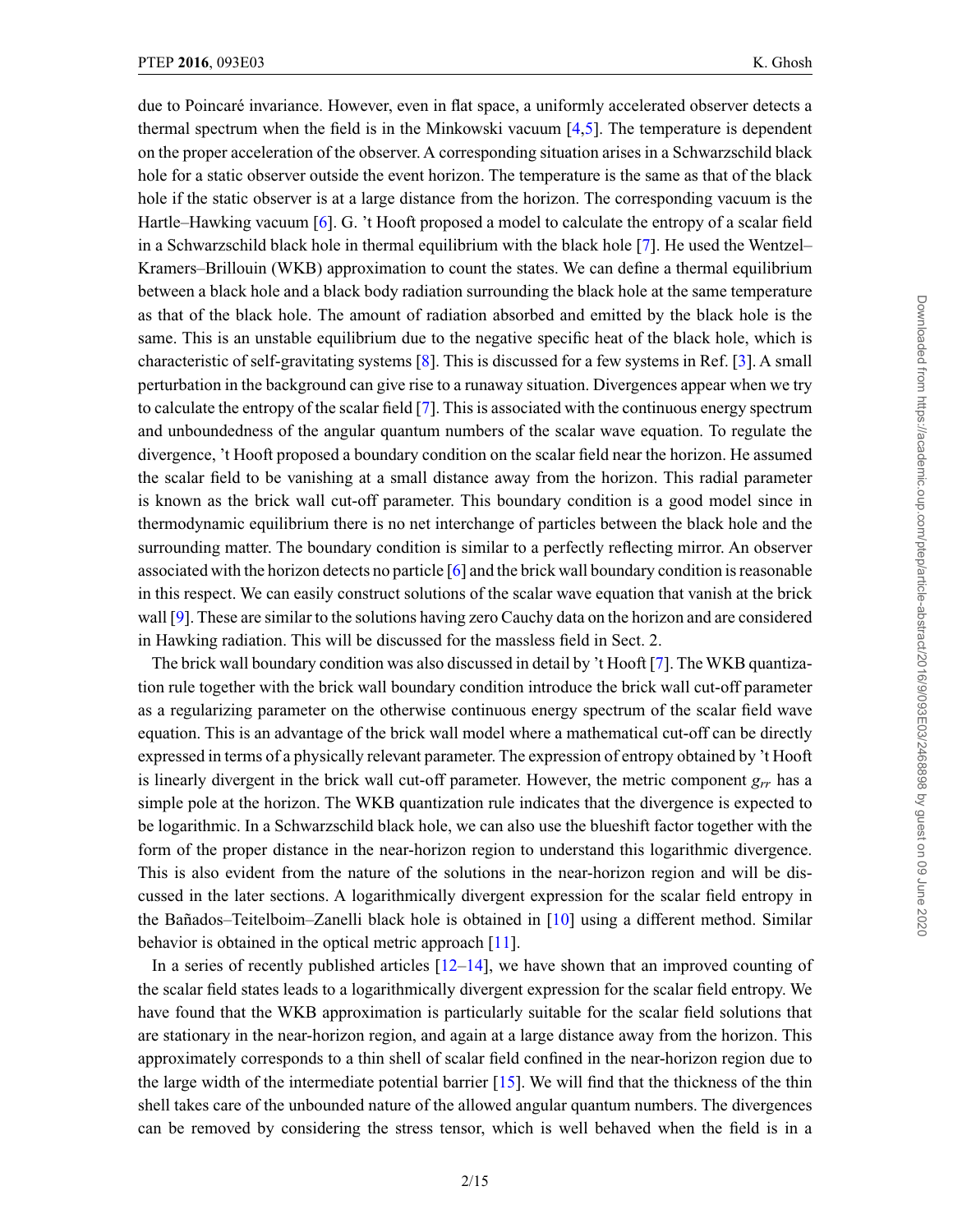due to Poincaré invariance. However, even in flat space, a uniformly accelerated observer detects a thermal spectrum when the field is in the Minkowski vacuum [4,5]. The temperature is dependent on the proper acceleration of the observer. A corresponding situation arises in a Schwarzschild black hole for a static observer outside the event horizon. The temperature is the same as that of the black hole if the static observer is at a large distance from the horizon. The corresponding vacuum is the Hartle–Hawking vacuum [6]. G. 't Hooft proposed a model to calculate the entropy of a scalar field in a Schwarzschild black hole in thermal equilibrium with the black hole [7]. He used the Wentzel–Kramers–Brillouin (WKB) approximation to count the states. We can define a thermal equilibrium between a black hole and a black body radiation surrounding the black hole at the same temperature as that of the black hole. The amount of radiation absorbed and emitted by the black hole is the same. This is an unstable equilibrium due to the negative specific heat of the black hole, which is characteristic of self-gravitating systems [8]. This is discussed for a few systems in Ref. [3]. A small perturbation in the background can give rise to a runaway situation. Divergences appear when we try to calculate the entropy of the scalar field [7]. This is associated with the continuous energy spectrum and unboundedness of the angular quantum numbers of the scalar wave equation. To regulate the divergence, 't Hooft proposed a boundary condition on the scalar field near the horizon. He assumed the scalar field to be vanishing at a small distance away from the horizon. This radial parameter is known as the brick wall cut-off parameter. This boundary condition is a good model since in thermodynamic equilibrium there is no net interchange of particles between the black hole and the surrounding matter. The boundary condition is similar to a perfectly reflecting mirror. An observer associated with the horizon detects no particle [6] and the brick wall boundary condition is reasonable in this respect. We can easily construct solutions of the scalar wave equation that vanish at the brick wall [9]. These are similar to the solutions having zero Cauchy data on the horizon and are considered in Hawking radiation. This will be discussed for the massless field in Sect. 2.

The brick wall boundary condition was also discussed in detail by 't Hooft [7]. The WKB quantization rule together with the brick wall boundary condition introduce the brick wall cut-off parameter as a regularizing parameter on the otherwise continuous energy spectrum of the scalar field wave equation. This is an advantage of the brick wall model where a mathematical cut-off can be directly expressed in terms of a physically relevant parameter. The expression of entropy obtained by 't Hooft is linearly divergent in the brick wall cut-off parameter. However, the metric component $g_{rr}$ has a simple pole at the horizon. The WKB quantization rule indicates that the divergence is expected to be logarithmic. In a Schwarzschild black hole, we can also use the blueshift factor together with the form of the proper distance in the near-horizon region to understand this logarithmic divergence. This is also evident from the nature of the solutions in the near-horizon region and will be discussed in the later sections. A logarithmically divergent expression for the scalar field entropy in the Bañados–Teitelboim–Zanelli black hole is obtained in [10] using a different method. Similar behavior is obtained in the optical metric approach [11].

In a series of recently published articles [12–14], we have shown that an improved counting of the scalar field states leads to a logarithmically divergent expression for the scalar field entropy. We have found that the WKB approximation is particularly suitable for the scalar field solutions that are stationary in the near-horizon region, and again at a large distance away from the horizon. This approximately corresponds to a thin shell of scalar field confined in the near-horizon region due to the large width of the intermediate potential barrier [15]. We will find that the thickness of the thin shell takes care of the unbounded nature of the allowed angular quantum numbers. The divergences can be removed by considering the stress tensor, which is well behaved when the field is in a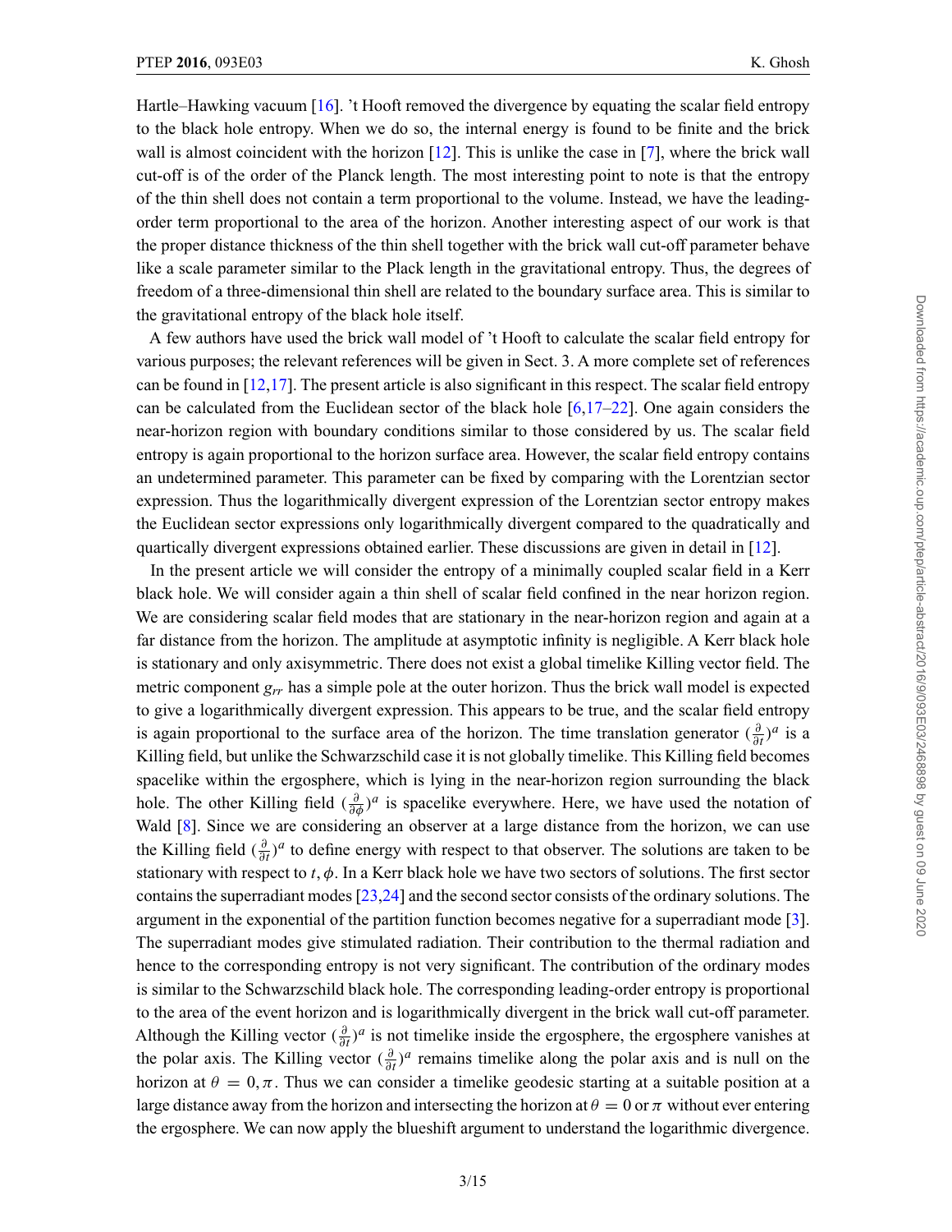Hartle–Hawking vacuum [16]. 't Hooft removed the divergence by equating the scalar field entropy to the black hole entropy. When we do so, the internal energy is found to be finite and the brick wall is almost coincident with the horizon [12]. This is unlike the case in [7], where the brick wall cut-off is of the order of the Planck length. The most interesting point to note is that the entropy of the thin shell does not contain a term proportional to the volume. Instead, we have the leading-order term proportional to the area of the horizon. Another interesting aspect of our work is that the proper distance thickness of the thin shell together with the brick wall cut-off parameter behave like a scale parameter similar to the Plack length in the gravitational entropy. Thus, the degrees of freedom of a three-dimensional thin shell are related to the boundary surface area. This is similar to the gravitational entropy of the black hole itself.

A few authors have used the brick wall model of 't Hooft to calculate the scalar field entropy for various purposes; the relevant references will be given in Sect. 3. A more complete set of references can be found in [12,17]. The present article is also significant in this respect. The scalar field entropy can be calculated from the Euclidean sector of the black hole [6,17–22]. One again considers the near-horizon region with boundary conditions similar to those considered by us. The scalar field entropy is again proportional to the horizon surface area. However, the scalar field entropy contains an undetermined parameter. This parameter can be fixed by comparing with the Lorentzian sector expression. Thus the logarithmically divergent expression of the Lorentzian sector entropy makes the Euclidean sector expressions only logarithmically divergent compared to the quadratically and quartically divergent expressions obtained earlier. These discussions are given in detail in [12].

In the present article we will consider the entropy of a minimally coupled scalar field in a Kerr black hole. We will consider again a thin shell of scalar field confined in the near horizon region. We are considering scalar field modes that are stationary in the near-horizon region and again at a far distance from the horizon. The amplitude at asymptotic infinity is negligible. A Kerr black hole is stationary and only axisymmetric. There does not exist a global timelike Killing vector field. The metric component $g_{rr}$ has a simple pole at the outer horizon. Thus the brick wall model is expected to give a logarithmically divergent expression. This appears to be true, and the scalar field entropy is again proportional to the surface area of the horizon. The time translation generator $(\frac{\partial}{\partial t})^a$ is a Killing field, but unlike the Schwarzschild case it is not globally timelike. This Killing field becomes spacelike within the ergosphere, which is lying in the near-horizon region surrounding the black hole. The other Killing field $(\frac{\partial}{\partial \phi})^a$ is spacelike everywhere. Here, we have used the notation of Wald [8]. Since we are considering an observer at a large distance from the horizon, we can use the Killing field $(\frac{\partial}{\partial t})^a$ to define energy with respect to that observer. The solutions are taken to be stationary with respect to $t, \phi$. In a Kerr black hole we have two sectors of solutions. The first sector contains the superradiant modes [23,24] and the second sector consists of the ordinary solutions. The argument in the exponential of the partition function becomes negative for a superradiant mode [3]. The superradiant modes give stimulated radiation. Their contribution to the thermal radiation and hence to the corresponding entropy is not very significant. The contribution of the ordinary modes is similar to the Schwarzschild black hole. The corresponding leading-order entropy is proportional to the area of the event horizon and is logarithmically divergent in the brick wall cut-off parameter. Although the Killing vector $(\frac{\partial}{\partial t})^a$ is not timelike inside the ergosphere, the ergosphere vanishes at the polar axis. The Killing vector $(\frac{\partial}{\partial t})^a$ remains timelike along the polar axis and is null on the horizon at $\theta = 0, \pi$. Thus we can consider a timelike geodesic starting at a suitable position at a large distance away from the horizon and intersecting the horizon at $\theta = 0$ or $\pi$ without ever entering the ergosphere. We can now apply the blueshift argument to understand the logarithmic divergence.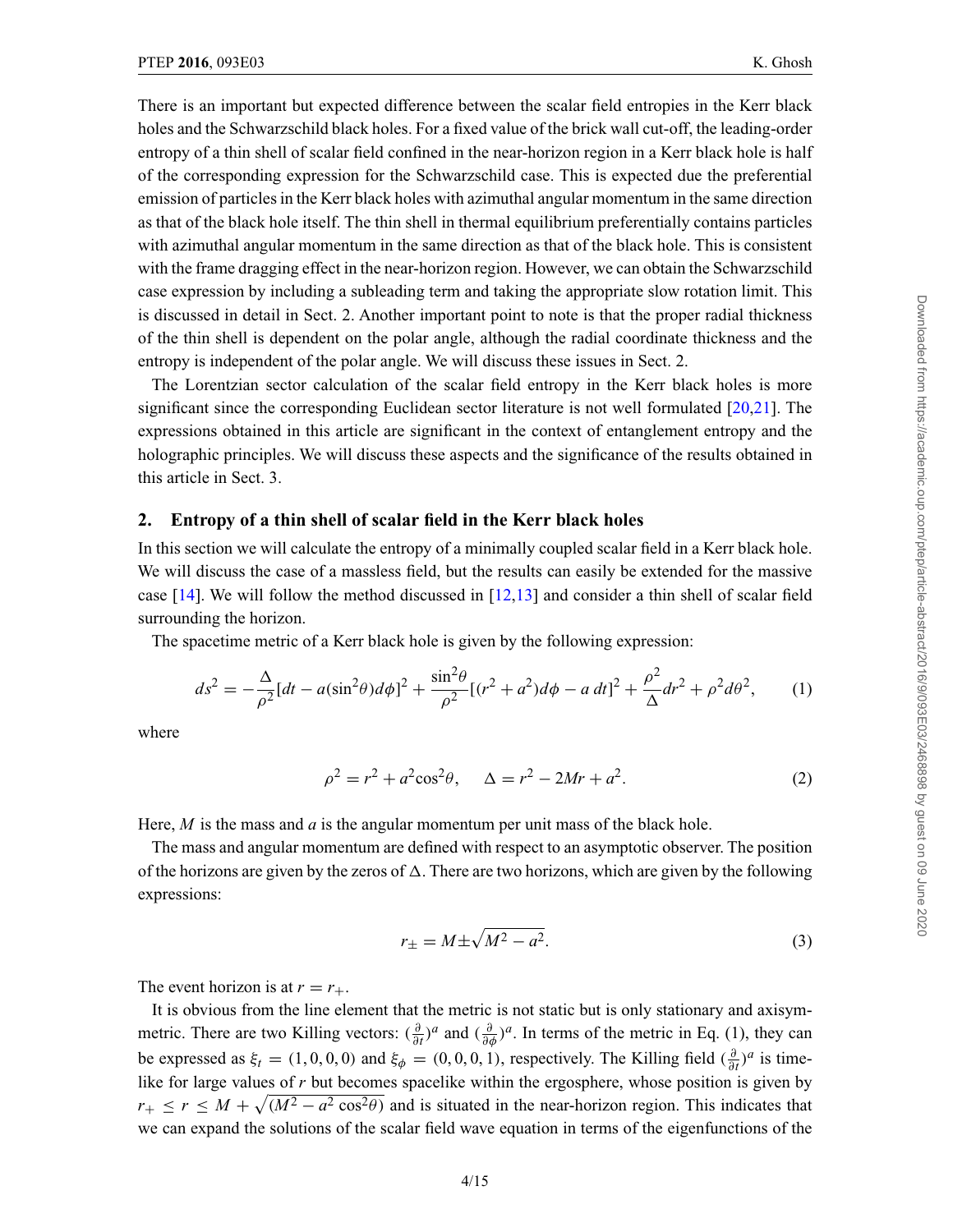There is an important but expected difference between the scalar field entropies in the Kerr black holes and the Schwarzschild black holes. For a fixed value of the brick wall cut-off, the leading-order entropy of a thin shell of scalar field confined in the near-horizon region in a Kerr black hole is half of the corresponding expression for the Schwarzschild case. This is expected due the preferential emission of particles in the Kerr black holes with azimuthal angular momentum in the same direction as that of the black hole itself. The thin shell in thermal equilibrium preferentially contains particles with azimuthal angular momentum in the same direction as that of the black hole. This is consistent with the frame dragging effect in the near-horizon region. However, we can obtain the Schwarzschild case expression by including a subleading term and taking the appropriate slow rotation limit. This is discussed in detail in Sect. 2. Another important point to note is that the proper radial thickness of the thin shell is dependent on the polar angle, although the radial coordinate thickness and the entropy is independent of the polar angle. We will discuss these issues in Sect. 2.

The Lorentzian sector calculation of the scalar field entropy in the Kerr black holes is more significant since the corresponding Euclidean sector literature is not well formulated [20,21]. The expressions obtained in this article are significant in the context of entanglement entropy and the holographic principles. We will discuss these aspects and the significance of the results obtained in this article in Sect. 3.

## 2. Entropy of a thin shell of scalar field in the Kerr black holes

In this section we will calculate the entropy of a minimally coupled scalar field in a Kerr black hole. We will discuss the case of a massless field, but the results can easily be extended for the massive case [14]. We will follow the method discussed in [12,13] and consider a thin shell of scalar field surrounding the horizon.

The spacetime metric of a Kerr black hole is given by the following expression:

$$ds^2 = -\frac{\Delta}{\rho^2}[dt - a(\sin^2\theta)d\phi]^2 + \frac{\sin^2\theta}{\rho^2}[(r^2+a^2)d\phi - a\,dt]^2 + \frac{\rho^2}{\Delta}dr^2 + \rho^2 d\theta^2, \tag{1}$$

where

$$\rho^2 = r^2 + a^2\cos^2\theta, \quad \Delta = r^2 - 2Mr + a^2. \tag{2}$$

Here, $M$ is the mass and $a$ is the angular momentum per unit mass of the black hole.

The mass and angular momentum are defined with respect to an asymptotic observer. The position of the horizons are given by the zeros of $\Delta$. There are two horizons, which are given by the following expressions:

$$r_{\pm} = M \pm \sqrt{M^2 - a^2}. \tag{3}$$

The event horizon is at $r = r_+$.

It is obvious from the line element that the metric is not static but is only stationary and axisymmetric. There are two Killing vectors: $(\frac{\partial}{\partial t})^a$ and $(\frac{\partial}{\partial \phi})^a$. In terms of the metric in Eq. (1), they can be expressed as $\xi_t = (1,0,0,0)$ and $\xi_\phi = (0,0,0,1)$, respectively. The Killing field $(\frac{\partial}{\partial t})^a$ is timelike for large values of $r$ but becomes spacelike within the ergosphere, whose position is given by $r_+ \le r \le M + \sqrt{(M^2 - a^2\cos^2\theta)}$ and is situated in the near-horizon region. This indicates that we can expand the solutions of the scalar field wave equation in terms of the eigenfunctions of the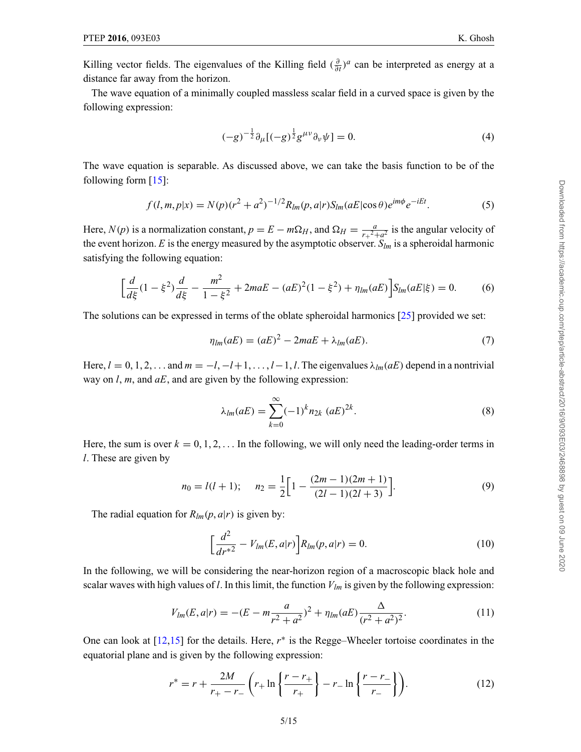Killing vector fields. The eigenvalues of the Killing field $(\frac{\partial}{\partial t})^a$ can be interpreted as energy at a distance far away from the horizon.

The wave equation of a minimally coupled massless scalar field in a curved space is given by the following expression:

$$(-g)^{-\frac{1}{2}}\partial_\mu[(-g)^{\frac{1}{2}}g^{\mu\nu}\partial_\nu\psi] = 0. \tag{4}$$

The wave equation is separable. As discussed above, we can take the basis function to be of the following form [15]:

$$f(l, m, p|x) = N(p)(r^2 + a^2)^{-1/2}R_{lm}(p, a|r)S_{lm}(aE|\cos\theta)e^{im\phi}e^{-iEt}. \tag{5}$$

Here, $N(p)$ is a normalization constant, $p = E - m\Omega_H$, and $\Omega_H = \frac{a}{r_+{}^2+a^2}$ is the angular velocity of the event horizon. $E$ is the energy measured by the asymptotic observer. $S_{lm}$ is a spheroidal harmonic satisfying the following equation:

$$\Big[\frac{d}{d\xi}(1-\xi^2)\frac{d}{d\xi} - \frac{m^2}{1-\xi^2} + 2maE - (aE)^2(1-\xi^2) + \eta_{lm}(aE)\Big]S_{lm}(aE|\xi) = 0. \tag{6}$$

The solutions can be expressed in terms of the oblate spheroidal harmonics [25] provided we set:

$$\eta_{lm}(aE) = (aE)^2 - 2maE + \lambda_{lm}(aE). \tag{7}$$

Here, $l = 0, 1, 2, \ldots$ and $m = -l, -l+1, \ldots, l-1, l$. The eigenvalues $\lambda_{lm}(aE)$ depend in a nontrivial way on $l$, $m$, and $aE$, and are given by the following expression:

$$\lambda_{lm}(aE) = \sum_{k=0}^{\infty}(-1)^k n_{2k}\ (aE)^{2k}. \tag{8}$$

Here, the sum is over $k = 0, 1, 2, \ldots$ In the following, we will only need the leading-order terms in $l$. These are given by

$$n_0 = l(l+1); \quad n_2 = \frac{1}{2}\Big[1 - \frac{(2m-1)(2m+1)}{(2l-1)(2l+3)}\Big]. \tag{9}$$

The radial equation for $R_{lm}(p, a|r)$ is given by:

$$\Big[\frac{d^2}{dr^{*2}} - V_{lm}(E, a|r)\Big]R_{lm}(p, a|r) = 0. \tag{10}$$

In the following, we will be considering the near-horizon region of a macroscopic black hole and scalar waves with high values of $l$. In this limit, the function $V_{lm}$ is given by the following expression:

$$V_{lm}(E, a|r) = -(E - m\frac{a}{r^2+a^2})^2 + \eta_{lm}(aE)\frac{\Delta}{(r^2+a^2)^2}. \tag{11}$$

One can look at [12,15] for the details. Here, $r^*$ is the Regge–Wheeler tortoise coordinates in the equatorial plane and is given by the following expression:

$$r^* = r + \frac{2M}{r_+ - r_-}\left(r_+\ln\left\{\frac{r-r_+}{r_+}\right\} - r_-\ln\left\{\frac{r-r_-}{r_-}\right\}\right). \tag{12}$$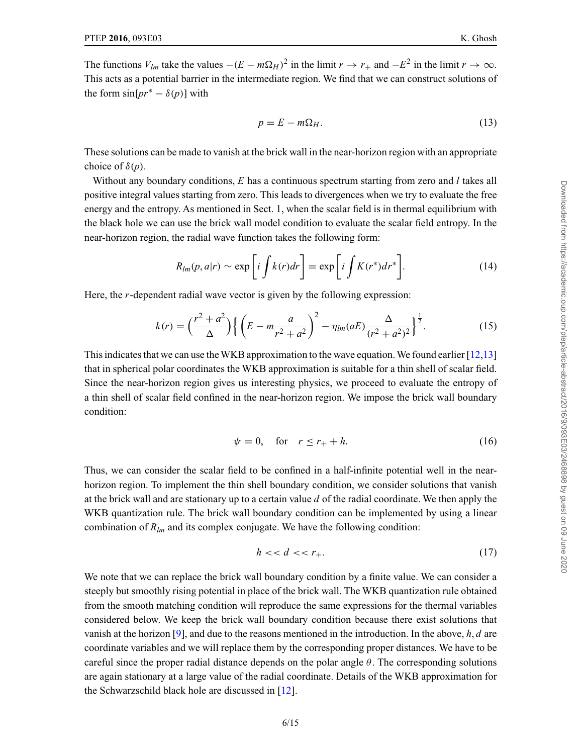The functions $V_{lm}$ take the values $-(E - m\Omega_H)^2$ in the limit $r \to r_+$ and $-E^2$ in the limit $r \to \infty$. This acts as a potential barrier in the intermediate region. We find that we can construct solutions of the form $\sin[pr^* - \delta(p)]$ with

$$p = E - m\Omega_H. \tag{13}$$

These solutions can be made to vanish at the brick wall in the near-horizon region with an appropriate choice of $\delta(p)$.

Without any boundary conditions, $E$ has a continuous spectrum starting from zero and $l$ takes all positive integral values starting from zero. This leads to divergences when we try to evaluate the free energy and the entropy. As mentioned in Sect. 1, when the scalar field is in thermal equilibrium with the black hole we can use the brick wall model condition to evaluate the scalar field entropy. In the near-horizon region, the radial wave function takes the following form:

$$R_{lm}(p, a|r) \sim \exp\left[i \int k(r) dr\right] = \exp\left[i \int K(r^*) dr^*\right]. \tag{14}$$

Here, the $r$-dependent radial wave vector is given by the following expression:

$$k(r) = \left(\frac{r^2 + a^2}{\Delta}\right) \left\{ \left(E - m\frac{a}{r^2 + a^2}\right)^2 - \eta_{lm}(aE)\frac{\Delta}{(r^2 + a^2)^2} \right\}^{\frac{1}{2}}. \tag{15}$$

This indicates that we can use the WKB approximation to the wave equation. We found earlier [12,13] that in spherical polar coordinates the WKB approximation is suitable for a thin shell of scalar field. Since the near-horizon region gives us interesting physics, we proceed to evaluate the entropy of a thin shell of scalar field confined in the near-horizon region. We impose the brick wall boundary condition:

$$\psi = 0, \quad \text{for} \quad r \leq r_+ + h. \tag{16}$$

Thus, we can consider the scalar field to be confined in a half-infinite potential well in the near-horizon region. To implement the thin shell boundary condition, we consider solutions that vanish at the brick wall and are stationary up to a certain value $d$ of the radial coordinate. We then apply the WKB quantization rule. The brick wall boundary condition can be implemented by using a linear combination of $R_{lm}$ and its complex conjugate. We have the following condition:

$$h << d << r_+. \tag{17}$$

We note that we can replace the brick wall boundary condition by a finite value. We can consider a steeply but smoothly rising potential in place of the brick wall. The WKB quantization rule obtained from the smooth matching condition will reproduce the same expressions for the thermal variables considered below. We keep the brick wall boundary condition because there exist solutions that vanish at the horizon [9], and due to the reasons mentioned in the introduction. In the above, $h, d$ are coordinate variables and we will replace them by the corresponding proper distances. We have to be careful since the proper radial distance depends on the polar angle $\theta$. The corresponding solutions are again stationary at a large value of the radial coordinate. Details of the WKB approximation for the Schwarzschild black hole are discussed in [12].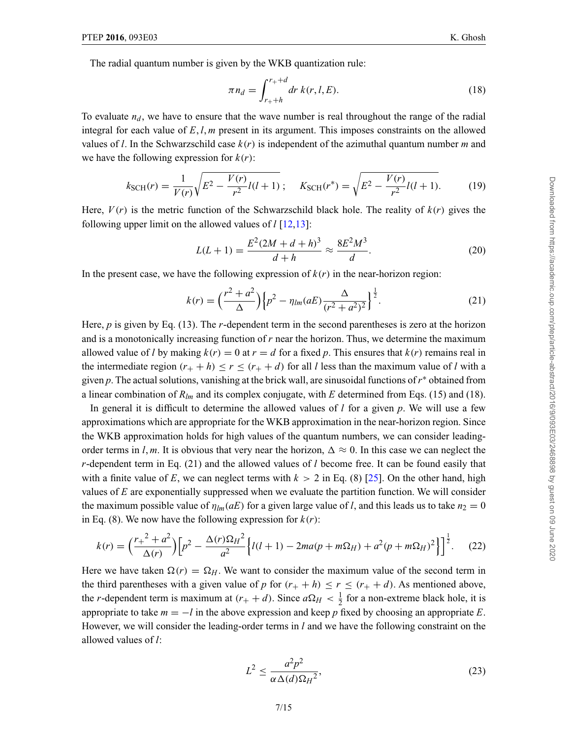The radial quantum number is given by the WKB quantization rule:

$$\pi n_d = \int_{r_+ + h}^{r_+ + d} dr\, k(r, l, E). \tag{18}$$

To evaluate $n_d$, we have to ensure that the wave number is real throughout the range of the radial integral for each value of $E, l, m$ present in its argument. This imposes constraints on the allowed values of $l$. In the Schwarzschild case $k(r)$ is independent of the azimuthal quantum number $m$ and we have the following expression for $k(r)$:

$$k_{\mathrm{SCH}}(r) = \frac{1}{V(r)}\sqrt{E^2 - \frac{V(r)}{r^2}l(l+1)}\,; \quad K_{\mathrm{SCH}}(r^*) = \sqrt{E^2 - \frac{V(r)}{r^2}l(l+1)}. \tag{19}$$

Here, $V(r)$ is the metric function of the Schwarzschild black hole. The reality of $k(r)$ gives the following upper limit on the allowed values of $l$ [12,13]:

$$L(L+1) = \frac{E^2(2M+d+h)^3}{d+h} \approx \frac{8E^2M^3}{d}. \tag{20}$$

In the present case, we have the following expression of $k(r)$ in the near-horizon region:

$$k(r) = \Big(\frac{r^2+a^2}{\Delta}\Big)\Big\{p^2 - \eta_{lm}(aE)\frac{\Delta}{(r^2+a^2)^2}\Big\}^{\frac{1}{2}}. \tag{21}$$

Here, $p$ is given by Eq. (13). The $r$-dependent term in the second parentheses is zero at the horizon and is a monotonically increasing function of $r$ near the horizon. Thus, we determine the maximum allowed value of $l$ by making $k(r) = 0$ at $r = d$ for a fixed $p$. This ensures that $k(r)$ remains real in the intermediate region $(r_+ + h) \leq r \leq (r_+ + d)$ for all $l$ less than the maximum value of $l$ with a given $p$. The actual solutions, vanishing at the brick wall, are sinusoidal functions of $r^*$ obtained from a linear combination of $R_{lm}$ and its complex conjugate, with $E$ determined from Eqs. (15) and (18).

In general it is difficult to determine the allowed values of $l$ for a given $p$. We will use a few approximations which are appropriate for the WKB approximation in the near-horizon region. Since the WKB approximation holds for high values of the quantum numbers, we can consider leading-order terms in $l, m$. It is obvious that very near the horizon, $\Delta \approx 0$. In this case we can neglect the $r$-dependent term in Eq. (21) and the allowed values of $l$ become free. It can be found easily that with a finite value of $E$, we can neglect terms with $k > 2$ in Eq. (8) [25]. On the other hand, high values of $E$ are exponentially suppressed when we evaluate the partition function. We will consider the maximum possible value of $\eta_{lm}(aE)$ for a given large value of $l$, and this leads us to take $n_2 = 0$ in Eq. (8). We now have the following expression for $k(r)$:

$$k(r) = \Big(\frac{{r_+}^2+a^2}{\Delta(r)}\Big)\Big[p^2 - \frac{\Delta(r){\Omega_H}^2}{a^2}\Big\{l(l+1) - 2ma(p+m\Omega_H) + a^2(p+m\Omega_H)^2\Big\}\Big]^{\frac{1}{2}}. \tag{22}$$

Here we have taken $\Omega(r) = \Omega_H$. We want to consider the maximum value of the second term in the third parentheses with a given value of $p$ for $(r_+ + h) \leq r \leq (r_+ + d)$. As mentioned above, the $r$-dependent term is maximum at $(r_+ + d)$. Since $a\Omega_H < \frac{1}{2}$ for a non-extreme black hole, it is appropriate to take $m = -l$ in the above expression and keep $p$ fixed by choosing an appropriate $E$. However, we will consider the leading-order terms in $l$ and we have the following constraint on the allowed values of $l$:

$$L^2 \leq \frac{a^2p^2}{\alpha\Delta(d){\Omega_H}^2}, \tag{23}$$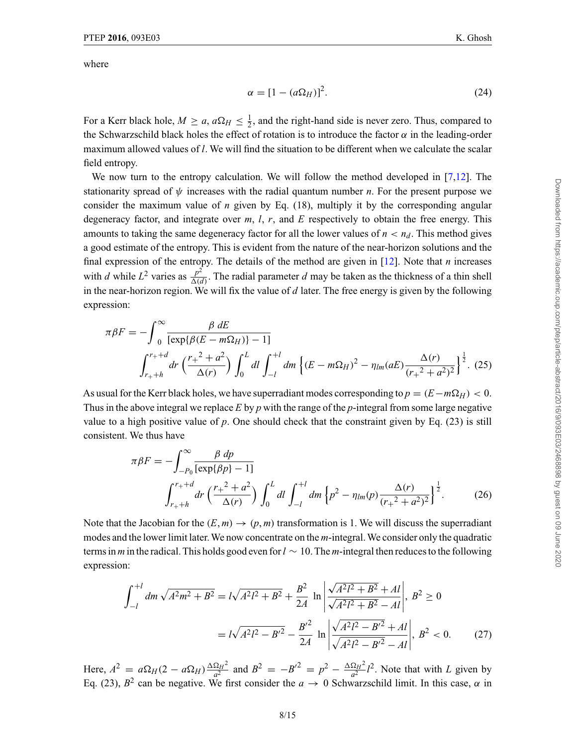where

$$\alpha = [1 - (a\Omega_H)]^2. \tag{24}$$

For a Kerr black hole, $M \geq a$, $a\Omega_H \leq \frac{1}{2}$, and the right-hand side is never zero. Thus, compared to the Schwarzschild black holes the effect of rotation is to introduce the factor $\alpha$ in the leading-order maximum allowed values of $l$. We will find the situation to be different when we calculate the scalar field entropy.

We now turn to the entropy calculation. We will follow the method developed in [7,12]. The stationarity spread of $\psi$ increases with the radial quantum number $n$. For the present purpose we consider the maximum value of $n$ given by Eq. (18), multiply it by the corresponding angular degeneracy factor, and integrate over $m$, $l$, $r$, and $E$ respectively to obtain the free energy. This amounts to taking the same degeneracy factor for all the lower values of $n < n_d$. This method gives a good estimate of the entropy. This is evident from the nature of the near-horizon solutions and the final expression of the entropy. The details of the method are given in [12]. Note that $n$ increases with $d$ while $L^2$ varies as $\frac{p^2}{\Delta(d)}$. The radial parameter $d$ may be taken as the thickness of a thin shell in the near-horizon region. We will fix the value of $d$ later. The free energy is given by the following expression:

$$\pi\beta F = -\int_0^\infty \frac{\beta \, dE}{[\exp\{\beta(E - m\Omega_H)\} - 1]} \int_{r_+ + h}^{r_+ + d} dr \left(\frac{{r_+}^2 + a^2}{\Delta(r)}\right) \int_0^L dl \int_{-l}^{+l} dm \left\{(E - m\Omega_H)^2 - \eta_{lm}(aE)\frac{\Delta(r)}{({r_+}^2 + a^2)^2}\right\}^{\frac{1}{2}}. \tag{25}$$

As usual for the Kerr black holes, we have superradiant modes corresponding to $p = (E - m\Omega_H) < 0$. Thus in the above integral we replace $E$ by $p$ with the range of the $p$-integral from some large negative value to a high positive value of $p$. One should check that the constraint given by Eq. (23) is still consistent. We thus have

$$\pi\beta F = -\int_{-P_0}^\infty \frac{\beta \, dp}{[\exp\{\beta p\} - 1]} \int_{r_+ + h}^{r_+ + d} dr \left(\frac{{r_+}^2 + a^2}{\Delta(r)}\right) \int_0^L dl \int_{-l}^{+l} dm \left\{p^2 - \eta_{lm}(p)\frac{\Delta(r)}{({r_+}^2 + a^2)^2}\right\}^{\frac{1}{2}}. \tag{26}$$

Note that the Jacobian for the $(E, m) \to (p, m)$ transformation is 1. We will discuss the superradiant modes and the lower limit later. We now concentrate on the $m$-integral. We consider only the quadratic terms in $m$ in the radical. This holds good even for $l \sim 10$. The $m$-integral then reduces to the following expression:

$$\int_{-l}^{+l} dm \sqrt{A^2 m^2 + B^2} = l\sqrt{A^2 l^2 + B^2} + \frac{B^2}{2A} \ln\left|\frac{\sqrt{A^2 l^2 + B^2} + Al}{\sqrt{A^2 l^2 + B^2} - Al}\right|, \; B^2 \geq 0$$

$$= l\sqrt{A^2 l^2 - B'^2} - \frac{B'^2}{2A} \ln\left|\frac{\sqrt{A^2 l^2 - B'^2} + Al}{\sqrt{A^2 l^2 - B'^2} - Al}\right|, \; B^2 < 0. \tag{27}$$

Here, $A^2 = a\Omega_H(2 - a\Omega_H)\frac{\Delta\Omega_H{}^2}{a^2}$ and $B^2 = -B'^2 = p^2 - \frac{\Delta\Omega_H{}^2}{a^2}l^2$. Note that with $L$ given by Eq. (23), $B^2$ can be negative. We first consider the $a \to 0$ Schwarzschild limit. In this case, $\alpha$ in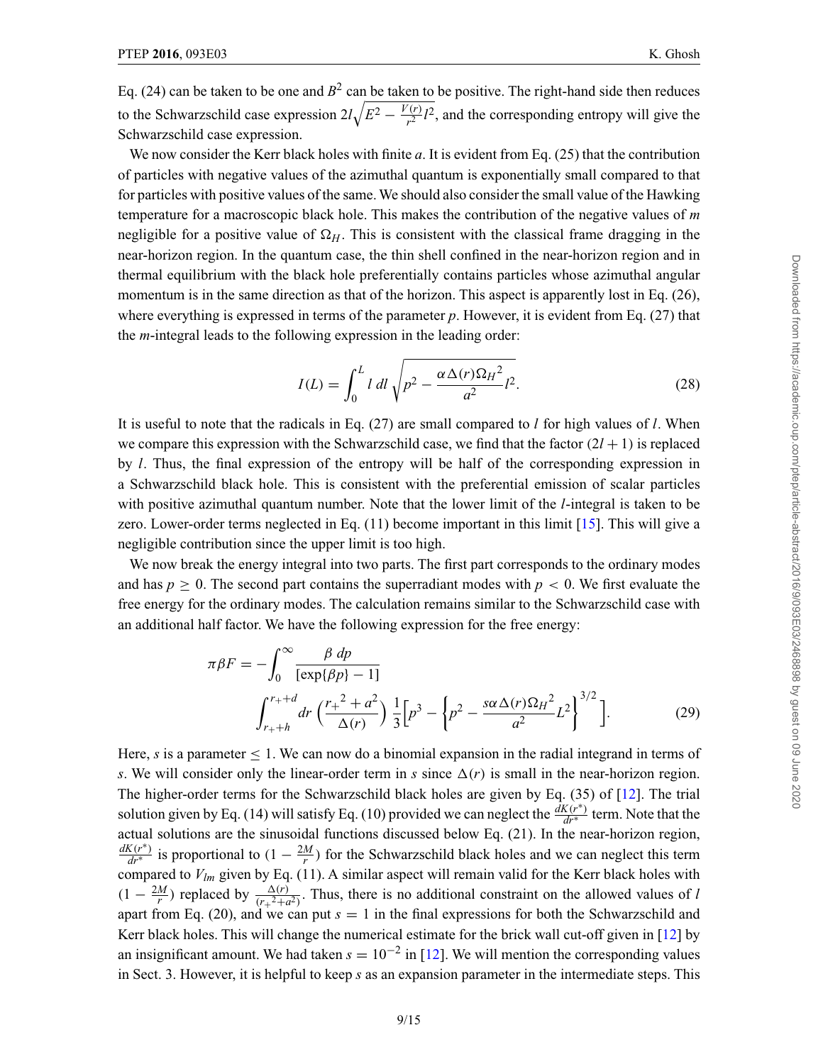Eq. (24) can be taken to be one and $B^2$ can be taken to be positive. The right-hand side then reduces to the Schwarzschild case expression $2l\sqrt{E^2 - \frac{V(r)}{r^2}l^2}$, and the corresponding entropy will give the Schwarzschild case expression.

We now consider the Kerr black holes with finite $a$. It is evident from Eq. (25) that the contribution of particles with negative values of the azimuthal quantum is exponentially small compared to that for particles with positive values of the same. We should also consider the small value of the Hawking temperature for a macroscopic black hole. This makes the contribution of the negative values of $m$ negligible for a positive value of $\Omega_H$. This is consistent with the classical frame dragging in the near-horizon region. In the quantum case, the thin shell confined in the near-horizon region and in thermal equilibrium with the black hole preferentially contains particles whose azimuthal angular momentum is in the same direction as that of the horizon. This aspect is apparently lost in Eq. (26), where everything is expressed in terms of the parameter $p$. However, it is evident from Eq. (27) that the $m$-integral leads to the following expression in the leading order:

$$I(L) = \int_0^L l\, dl \sqrt{p^2 - \frac{\alpha\Delta(r){\Omega_H}^2}{a^2}l^2}. \tag{28}$$

It is useful to note that the radicals in Eq. (27) are small compared to $l$ for high values of $l$. When we compare this expression with the Schwarzschild case, we find that the factor $(2l+1)$ is replaced by $l$. Thus, the final expression of the entropy will be half of the corresponding expression in a Schwarzschild black hole. This is consistent with the preferential emission of scalar particles with positive azimuthal quantum number. Note that the lower limit of the $l$-integral is taken to be zero. Lower-order terms neglected in Eq. (11) become important in this limit [15]. This will give a negligible contribution since the upper limit is too high.

We now break the energy integral into two parts. The first part corresponds to the ordinary modes and has $p \geq 0$. The second part contains the superradiant modes with $p < 0$. We first evaluate the free energy for the ordinary modes. The calculation remains similar to the Schwarzschild case with an additional half factor. We have the following expression for the free energy:

$$\pi\beta F = -\int_0^\infty \frac{\beta\, dp}{[\exp\{\beta p\} - 1]} \int_{r_+ + h}^{r_+ + d} dr \left(\frac{{r_+}^2 + a^2}{\Delta(r)}\right) \frac{1}{3}\left[p^3 - \left\{p^2 - \frac{s\alpha\Delta(r){\Omega_H}^2}{a^2}L^2\right\}^{3/2}\right]. \tag{29}$$

Here, $s$ is a parameter $\leq 1$. We can now do a binomial expansion in the radial integrand in terms of $s$. We will consider only the linear-order term in $s$ since $\Delta(r)$ is small in the near-horizon region. The higher-order terms for the Schwarzschild black holes are given by Eq. (35) of [12]. The trial solution given by Eq. (14) will satisfy Eq. (10) provided we can neglect the $\frac{dK(r^*)}{dr^*}$ term. Note that the actual solutions are the sinusoidal functions discussed below Eq. (21). In the near-horizon region, $\frac{dK(r^*)}{dr^*}$ is proportional to $(1 - \frac{2M}{r})$ for the Schwarzschild black holes and we can neglect this term compared to $V_{lm}$ given by Eq. (11). A similar aspect will remain valid for the Kerr black holes with $(1 - \frac{2M}{r})$ replaced by $\frac{\Delta(r)}{({r_+}^2 + a^2)}$. Thus, there is no additional constraint on the allowed values of $l$ apart from Eq. (20), and we can put $s = 1$ in the final expressions for both the Schwarzschild and Kerr black holes. This will change the numerical estimate for the brick wall cut-off given in [12] by an insignificant amount. We had taken $s = 10^{-2}$ in [12]. We will mention the corresponding values in Sect. 3. However, it is helpful to keep $s$ as an expansion parameter in the intermediate steps. This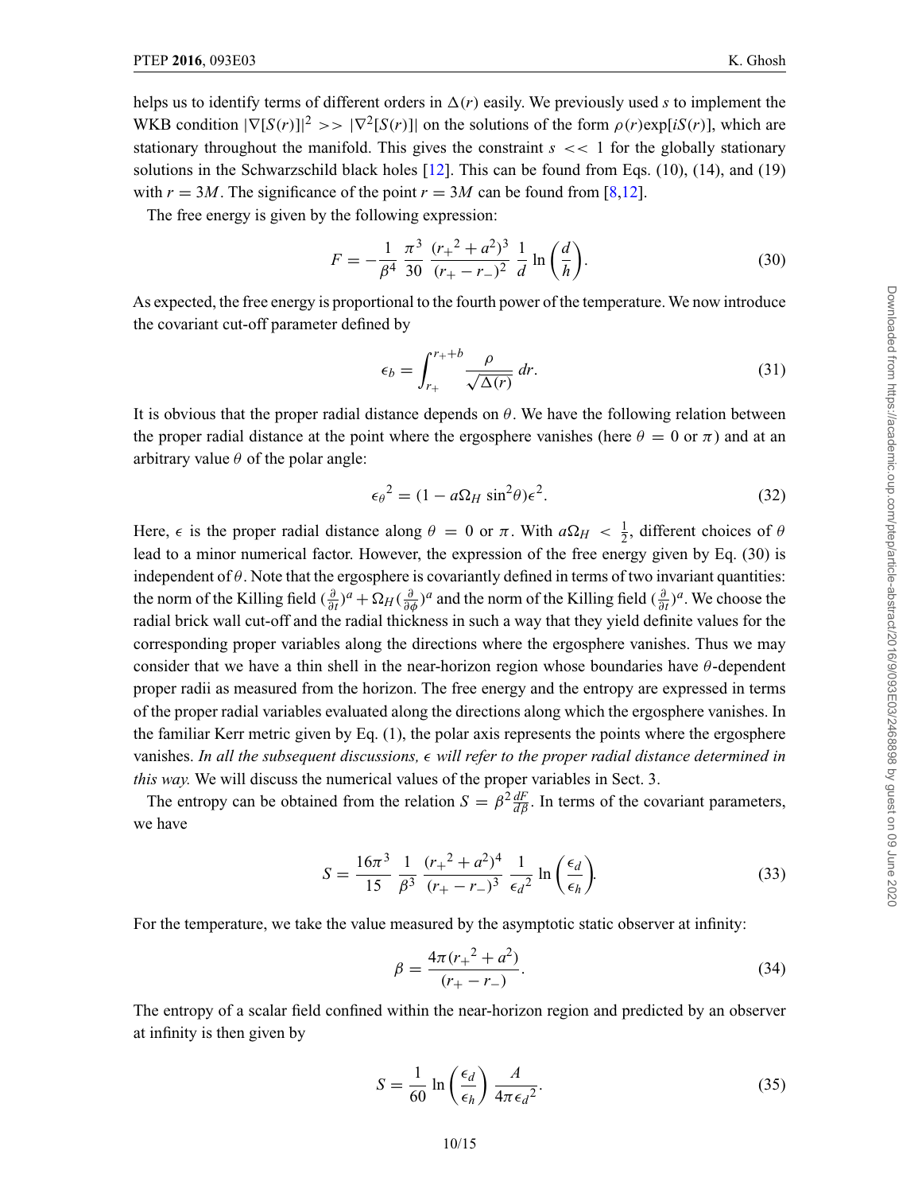helps us to identify terms of different orders in $\Delta(r)$ easily. We previously used $s$ to implement the WKB condition $|\nabla[S(r)]|^2 >> |\nabla^2[S(r)]|$ on the solutions of the form $\rho(r)\exp[iS(r)]$, which are stationary throughout the manifold. This gives the constraint $s << 1$ for the globally stationary solutions in the Schwarzschild black holes [12]. This can be found from Eqs. (10), (14), and (19) with $r = 3M$. The significance of the point $r = 3M$ can be found from [8,12].

The free energy is given by the following expression:

$$F = -\frac{1}{\beta^4}\,\frac{\pi^3}{30}\,\frac{({r_+}^2 + a^2)^3}{(r_+ - r_-)^2}\,\frac{1}{d}\,\ln\left(\frac{d}{h}\right). \tag{30}$$

As expected, the free energy is proportional to the fourth power of the temperature. We now introduce the covariant cut-off parameter defined by

$$\epsilon_b = \int_{r_+}^{r_+ + b} \frac{\rho}{\sqrt{\Delta(r)}}\, dr. \tag{31}$$

It is obvious that the proper radial distance depends on $\theta$. We have the following relation between the proper radial distance at the point where the ergosphere vanishes (here $\theta = 0$ or $\pi$) and at an arbitrary value $\theta$ of the polar angle:

$${\epsilon_\theta}^2 = (1 - a\Omega_H \sin^2\theta)\epsilon^2. \tag{32}$$

Here, $\epsilon$ is the proper radial distance along $\theta = 0$ or $\pi$. With $a\Omega_H < \frac{1}{2}$, different choices of $\theta$ lead to a minor numerical factor. However, the expression of the free energy given by Eq. (30) is independent of $\theta$. Note that the ergosphere is covariantly defined in terms of two invariant quantities: the norm of the Killing field $(\frac{\partial}{\partial t})^a + \Omega_H(\frac{\partial}{\partial \phi})^a$ and the norm of the Killing field $(\frac{\partial}{\partial t})^a$. We choose the radial brick wall cut-off and the radial thickness in such a way that they yield definite values for the corresponding proper variables along the directions where the ergosphere vanishes. Thus we may consider that we have a thin shell in the near-horizon region whose boundaries have $\theta$-dependent proper radii as measured from the horizon. The free energy and the entropy are expressed in terms of the proper radial variables evaluated along the directions along which the ergosphere vanishes. In the familiar Kerr metric given by Eq. (1), the polar axis represents the points where the ergosphere vanishes. *In all the subsequent discussions, $\epsilon$ will refer to the proper radial distance determined in this way.* We will discuss the numerical values of the proper variables in Sect. 3.

The entropy can be obtained from the relation $S = \beta^2 \frac{dF}{d\beta}$. In terms of the covariant parameters, we have

$$S = \frac{16\pi^3}{15}\,\frac{1}{\beta^3}\,\frac{({r_+}^2 + a^2)^4}{(r_+ - r_-)^3}\,\frac{1}{{\epsilon_d}^2}\,\ln\left(\frac{\epsilon_d}{\epsilon_h}\right). \tag{33}$$

For the temperature, we take the value measured by the asymptotic static observer at infinity:

$$\beta = \frac{4\pi({r_+}^2 + a^2)}{(r_+ - r_-)}. \tag{34}$$

The entropy of a scalar field confined within the near-horizon region and predicted by an observer at infinity is then given by

$$S = \frac{1}{60}\,\ln\left(\frac{\epsilon_d}{\epsilon_h}\right)\,\frac{A}{4\pi{\epsilon_d}^2}. \tag{35}$$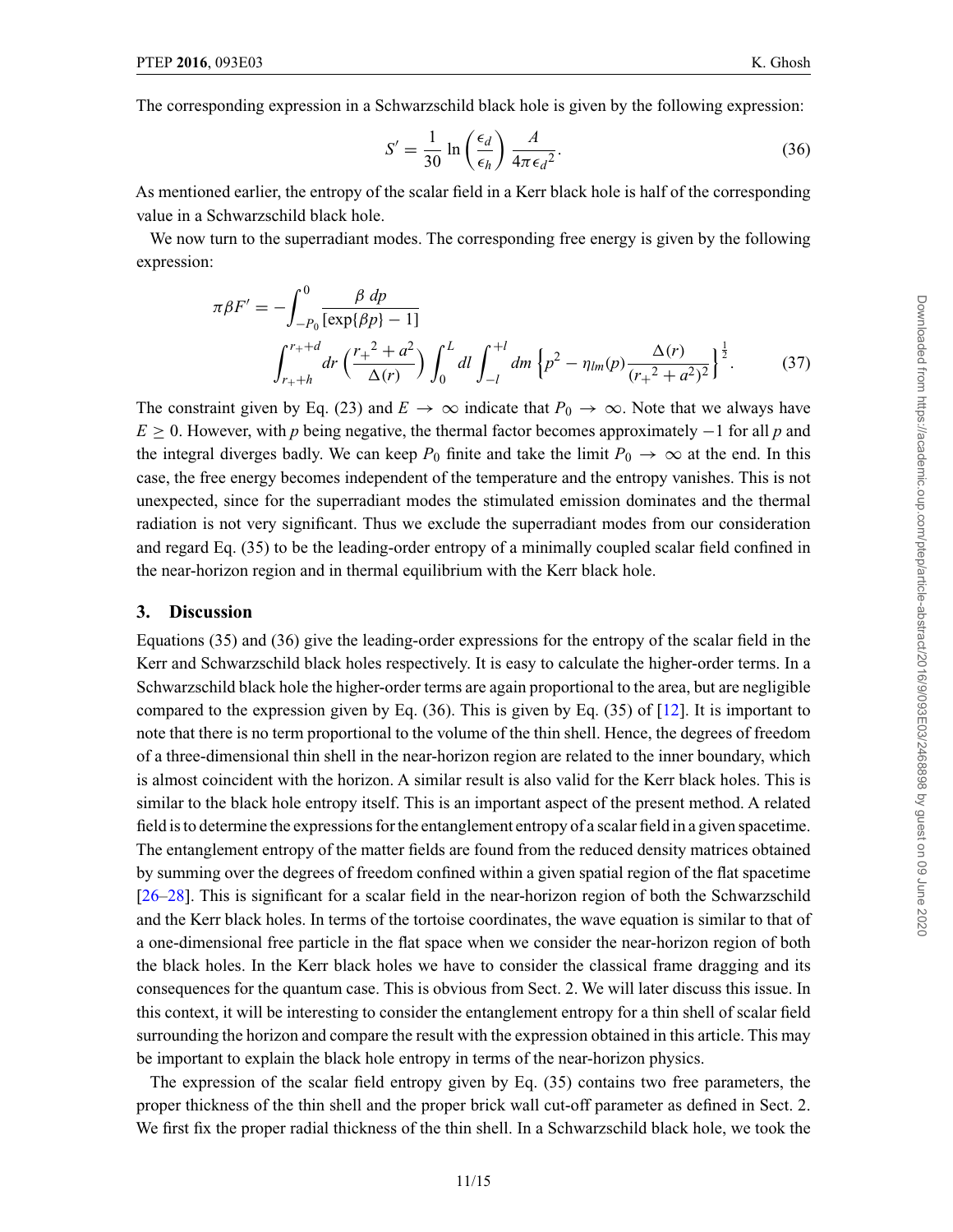The corresponding expression in a Schwarzschild black hole is given by the following expression:

$$S' = \frac{1}{30} \ln\left(\frac{\epsilon_d}{\epsilon_h}\right) \frac{A}{4\pi\epsilon_d{}^2}. \tag{36}$$

As mentioned earlier, the entropy of the scalar field in a Kerr black hole is half of the corresponding value in a Schwarzschild black hole.

We now turn to the superradiant modes. The corresponding free energy is given by the following expression:

$$\pi\beta F' = -\int_{-P_0}^{0} \frac{\beta\, dp}{[\exp\{\beta p\} - 1]} \int_{r_+ + h}^{r_+ + d} dr \left(\frac{r_+{}^2 + a^2}{\Delta(r)}\right) \int_0^L dl \int_{-l}^{+l} dm \left\{p^2 - \eta_{lm}(p) \frac{\Delta(r)}{(r_+{}^2 + a^2)^2}\right\}^{\frac{1}{2}}. \tag{37}$$

The constraint given by Eq. (23) and $E \to \infty$ indicate that $P_0 \to \infty$. Note that we always have $E \geq 0$. However, with $p$ being negative, the thermal factor becomes approximately $-1$ for all $p$ and the integral diverges badly. We can keep $P_0$ finite and take the limit $P_0 \to \infty$ at the end. In this case, the free energy becomes independent of the temperature and the entropy vanishes. This is not unexpected, since for the superradiant modes the stimulated emission dominates and the thermal radiation is not very significant. Thus we exclude the superradiant modes from our consideration and regard Eq. (35) to be the leading-order entropy of a minimally coupled scalar field confined in the near-horizon region and in thermal equilibrium with the Kerr black hole.

## 3. Discussion

Equations (35) and (36) give the leading-order expressions for the entropy of the scalar field in the Kerr and Schwarzschild black holes respectively. It is easy to calculate the higher-order terms. In a Schwarzschild black hole the higher-order terms are again proportional to the area, but are negligible compared to the expression given by Eq. (36). This is given by Eq. (35) of [12]. It is important to note that there is no term proportional to the volume of the thin shell. Hence, the degrees of freedom of a three-dimensional thin shell in the near-horizon region are related to the inner boundary, which is almost coincident with the horizon. A similar result is also valid for the Kerr black holes. This is similar to the black hole entropy itself. This is an important aspect of the present method. A related field is to determine the expressions for the entanglement entropy of a scalar field in a given spacetime. The entanglement entropy of the matter fields are found from the reduced density matrices obtained by summing over the degrees of freedom confined within a given spatial region of the flat spacetime [26–28]. This is significant for a scalar field in the near-horizon region of both the Schwarzschild and the Kerr black holes. In terms of the tortoise coordinates, the wave equation is similar to that of a one-dimensional free particle in the flat space when we consider the near-horizon region of both the black holes. In the Kerr black holes we have to consider the classical frame dragging and its consequences for the quantum case. This is obvious from Sect. 2. We will later discuss this issue. In this context, it will be interesting to consider the entanglement entropy for a thin shell of scalar field surrounding the horizon and compare the result with the expression obtained in this article. This may be important to explain the black hole entropy in terms of the near-horizon physics.

The expression of the scalar field entropy given by Eq. (35) contains two free parameters, the proper thickness of the thin shell and the proper brick wall cut-off parameter as defined in Sect. 2. We first fix the proper radial thickness of the thin shell. In a Schwarzschild black hole, we took the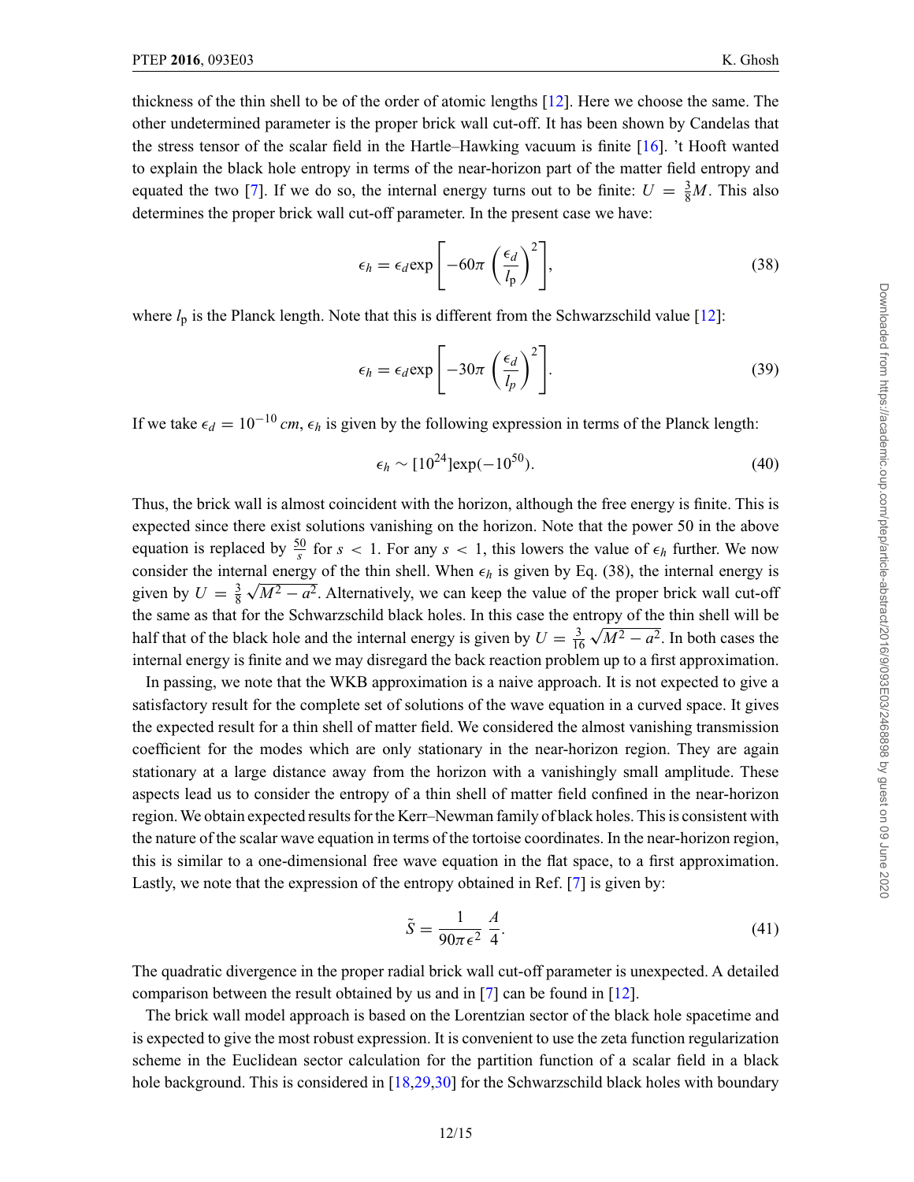thickness of the thin shell to be of the order of atomic lengths [12]. Here we choose the same. The other undetermined parameter is the proper brick wall cut-off. It has been shown by Candelas that the stress tensor of the scalar field in the Hartle–Hawking vacuum is finite [16]. 't Hooft wanted to explain the black hole entropy in terms of the near-horizon part of the matter field entropy and equated the two [7]. If we do so, the internal energy turns out to be finite: $U = \frac{3}{8}M$. This also determines the proper brick wall cut-off parameter. In the present case we have:

$$\epsilon_h = \epsilon_d \exp\left[-60\pi\left(\frac{\epsilon_d}{l_\mathrm{p}}\right)^2\right], \tag{38}$$

where $l_\mathrm{p}$ is the Planck length. Note that this is different from the Schwarzschild value [12]:

$$\epsilon_h = \epsilon_d \exp\left[-30\pi\left(\frac{\epsilon_d}{l_p}\right)^2\right]. \tag{39}$$

If we take $\epsilon_d = 10^{-10}\,cm$, $\epsilon_h$ is given by the following expression in terms of the Planck length:

$$\epsilon_h \sim [10^{24}]\exp(-10^{50}). \tag{40}$$

Thus, the brick wall is almost coincident with the horizon, although the free energy is finite. This is expected since there exist solutions vanishing on the horizon. Note that the power 50 in the above equation is replaced by $\frac{50}{s}$ for $s < 1$. For any $s < 1$, this lowers the value of $\epsilon_h$ further. We now consider the internal energy of the thin shell. When $\epsilon_h$ is given by Eq. (38), the internal energy is given by $U = \frac{3}{8}\sqrt{M^2 - a^2}$. Alternatively, we can keep the value of the proper brick wall cut-off the same as that for the Schwarzschild black holes. In this case the entropy of the thin shell will be half that of the black hole and the internal energy is given by $U = \frac{3}{16}\sqrt{M^2 - a^2}$. In both cases the internal energy is finite and we may disregard the back reaction problem up to a first approximation.

In passing, we note that the WKB approximation is a naive approach. It is not expected to give a satisfactory result for the complete set of solutions of the wave equation in a curved space. It gives the expected result for a thin shell of matter field. We considered the almost vanishing transmission coefficient for the modes which are only stationary in the near-horizon region. They are again stationary at a large distance away from the horizon with a vanishingly small amplitude. These aspects lead us to consider the entropy of a thin shell of matter field confined in the near-horizon region. We obtain expected results for the Kerr–Newman family of black holes. This is consistent with the nature of the scalar wave equation in terms of the tortoise coordinates. In the near-horizon region, this is similar to a one-dimensional free wave equation in the flat space, to a first approximation. Lastly, we note that the expression of the entropy obtained in Ref. [7] is given by:

$$\tilde{S} = \frac{1}{90\pi\epsilon^2}\,\frac{A}{4}. \tag{41}$$

The quadratic divergence in the proper radial brick wall cut-off parameter is unexpected. A detailed comparison between the result obtained by us and in [7] can be found in [12].

The brick wall model approach is based on the Lorentzian sector of the black hole spacetime and is expected to give the most robust expression. It is convenient to use the zeta function regularization scheme in the Euclidean sector calculation for the partition function of a scalar field in a black hole background. This is considered in [18,29,30] for the Schwarzschild black holes with boundary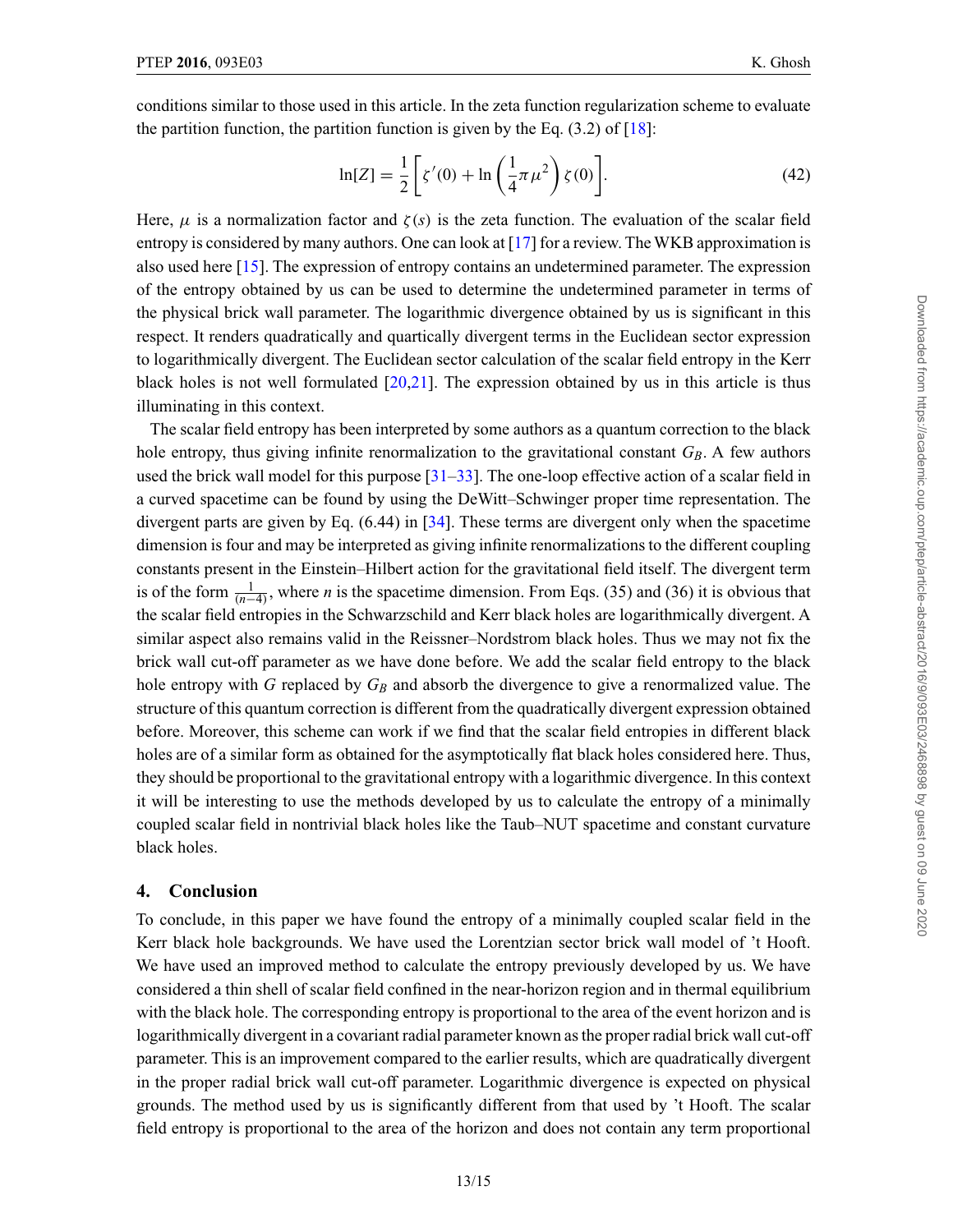conditions similar to those used in this article. In the zeta function regularization scheme to evaluate the partition function, the partition function is given by the Eq. (3.2) of [18]:

$$\ln[Z] = \frac{1}{2}\left[\zeta'(0) + \ln\left(\frac{1}{4}\pi\mu^2\right)\zeta(0)\right]. \tag{42}$$

Here, $\mu$ is a normalization factor and $\zeta(s)$ is the zeta function. The evaluation of the scalar field entropy is considered by many authors. One can look at [17] for a review. The WKB approximation is also used here [15]. The expression of entropy contains an undetermined parameter. The expression of the entropy obtained by us can be used to determine the undetermined parameter in terms of the physical brick wall parameter. The logarithmic divergence obtained by us is significant in this respect. It renders quadratically and quartically divergent terms in the Euclidean sector expression to logarithmically divergent. The Euclidean sector calculation of the scalar field entropy in the Kerr black holes is not well formulated [20,21]. The expression obtained by us in this article is thus illuminating in this context.

The scalar field entropy has been interpreted by some authors as a quantum correction to the black hole entropy, thus giving infinite renormalization to the gravitational constant $G_B$. A few authors used the brick wall model for this purpose [31–33]. The one-loop effective action of a scalar field in a curved spacetime can be found by using the DeWitt–Schwinger proper time representation. The divergent parts are given by Eq. (6.44) in [34]. These terms are divergent only when the spacetime dimension is four and may be interpreted as giving infinite renormalizations to the different coupling constants present in the Einstein–Hilbert action for the gravitational field itself. The divergent term is of the form $\frac{1}{(n-4)}$, where $n$ is the spacetime dimension. From Eqs. (35) and (36) it is obvious that the scalar field entropies in the Schwarzschild and Kerr black holes are logarithmically divergent. A similar aspect also remains valid in the Reissner–Nordstrom black holes. Thus we may not fix the brick wall cut-off parameter as we have done before. We add the scalar field entropy to the black hole entropy with $G$ replaced by $G_B$ and absorb the divergence to give a renormalized value. The structure of this quantum correction is different from the quadratically divergent expression obtained before. Moreover, this scheme can work if we find that the scalar field entropies in different black holes are of a similar form as obtained for the asymptotically flat black holes considered here. Thus, they should be proportional to the gravitational entropy with a logarithmic divergence. In this context it will be interesting to use the methods developed by us to calculate the entropy of a minimally coupled scalar field in nontrivial black holes like the Taub–NUT spacetime and constant curvature black holes.

## 4. Conclusion

To conclude, in this paper we have found the entropy of a minimally coupled scalar field in the Kerr black hole backgrounds. We have used the Lorentzian sector brick wall model of 't Hooft. We have used an improved method to calculate the entropy previously developed by us. We have considered a thin shell of scalar field confined in the near-horizon region and in thermal equilibrium with the black hole. The corresponding entropy is proportional to the area of the event horizon and is logarithmically divergent in a covariant radial parameter known as the proper radial brick wall cut-off parameter. This is an improvement compared to the earlier results, which are quadratically divergent in the proper radial brick wall cut-off parameter. Logarithmic divergence is expected on physical grounds. The method used by us is significantly different from that used by 't Hooft. The scalar field entropy is proportional to the area of the horizon and does not contain any term proportional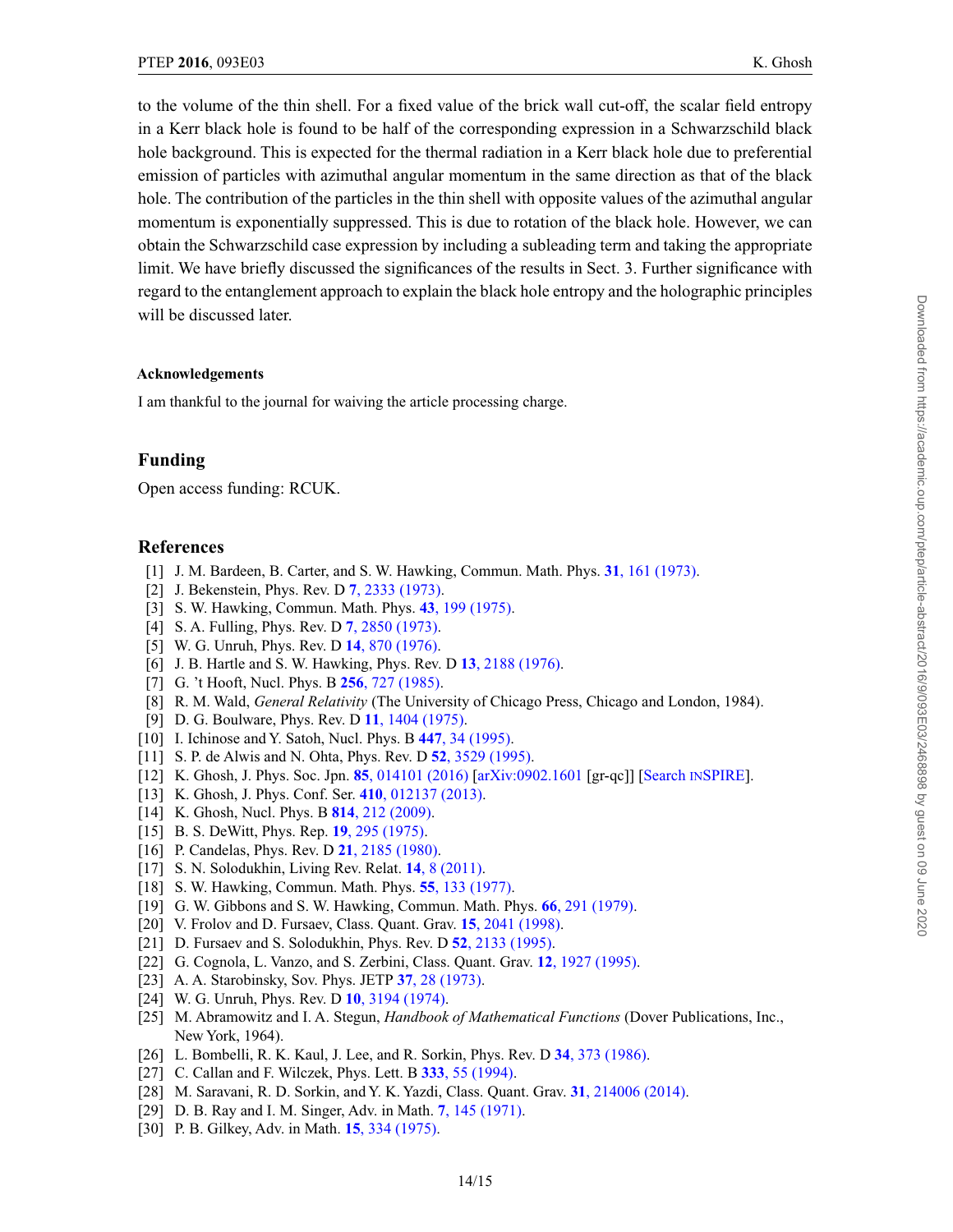to the volume of the thin shell. For a fixed value of the brick wall cut-off, the scalar field entropy in a Kerr black hole is found to be half of the corresponding expression in a Schwarzschild black hole background. This is expected for the thermal radiation in a Kerr black hole due to preferential emission of particles with azimuthal angular momentum in the same direction as that of the black hole. The contribution of the particles in the thin shell with opposite values of the azimuthal angular momentum is exponentially suppressed. This is due to rotation of the black hole. However, we can obtain the Schwarzschild case expression by including a subleading term and taking the appropriate limit. We have briefly discussed the significances of the results in Sect. 3. Further significance with regard to the entanglement approach to explain the black hole entropy and the holographic principles will be discussed later.

#### Acknowledgements

I am thankful to the journal for waiving the article processing charge.

## Funding

Open access funding: RCUK.

## References

[1] J. M. Bardeen, B. Carter, and S. W. Hawking, Commun. Math. Phys. **31**, 161 (1973).
[2] J. Bekenstein, Phys. Rev. D **7**, 2333 (1973).
[3] S. W. Hawking, Commun. Math. Phys. **43**, 199 (1975).
[4] S. A. Fulling, Phys. Rev. D **7**, 2850 (1973).
[5] W. G. Unruh, Phys. Rev. D **14**, 870 (1976).
[6] J. B. Hartle and S. W. Hawking, Phys. Rev. D **13**, 2188 (1976).
[7] G. 't Hooft, Nucl. Phys. B **256**, 727 (1985).
[8] R. M. Wald, *General Relativity* (The University of Chicago Press, Chicago and London, 1984).
[9] D. G. Boulware, Phys. Rev. D **11**, 1404 (1975).
[10] I. Ichinose and Y. Satoh, Nucl. Phys. B **447**, 34 (1995).
[11] S. P. de Alwis and N. Ohta, Phys. Rev. D **52**, 3529 (1995).
[12] K. Ghosh, J. Phys. Soc. Jpn. **85**, 014101 (2016) [arXiv:0902.1601 [gr-qc]] [Search INSPIRE].
[13] K. Ghosh, J. Phys. Conf. Ser. **410**, 012137 (2013).
[14] K. Ghosh, Nucl. Phys. B **814**, 212 (2009).
[15] B. S. DeWitt, Phys. Rep. **19**, 295 (1975).
[16] P. Candelas, Phys. Rev. D **21**, 2185 (1980).
[17] S. N. Solodukhin, Living Rev. Relat. **14**, 8 (2011).
[18] S. W. Hawking, Commun. Math. Phys. **55**, 133 (1977).
[19] G. W. Gibbons and S. W. Hawking, Commun. Math. Phys. **66**, 291 (1979).
[20] V. Frolov and D. Fursaev, Class. Quant. Grav. **15**, 2041 (1998).
[21] D. Fursaev and S. Solodukhin, Phys. Rev. D **52**, 2133 (1995).
[22] G. Cognola, L. Vanzo, and S. Zerbini, Class. Quant. Grav. **12**, 1927 (1995).
[23] A. A. Starobinsky, Sov. Phys. JETP **37**, 28 (1973).
[24] W. G. Unruh, Phys. Rev. D **10**, 3194 (1974).
[25] M. Abramowitz and I. A. Stegun, *Handbook of Mathematical Functions* (Dover Publications, Inc., New York, 1964).
[26] L. Bombelli, R. K. Kaul, J. Lee, and R. Sorkin, Phys. Rev. D **34**, 373 (1986).
[27] C. Callan and F. Wilczek, Phys. Lett. B **333**, 55 (1994).
[28] M. Saravani, R. D. Sorkin, and Y. K. Yazdi, Class. Quant. Grav. **31**, 214006 (2014).
[29] D. B. Ray and I. M. Singer, Adv. in Math. **7**, 145 (1971).
[30] P. B. Gilkey, Adv. in Math. **15**, 334 (1975).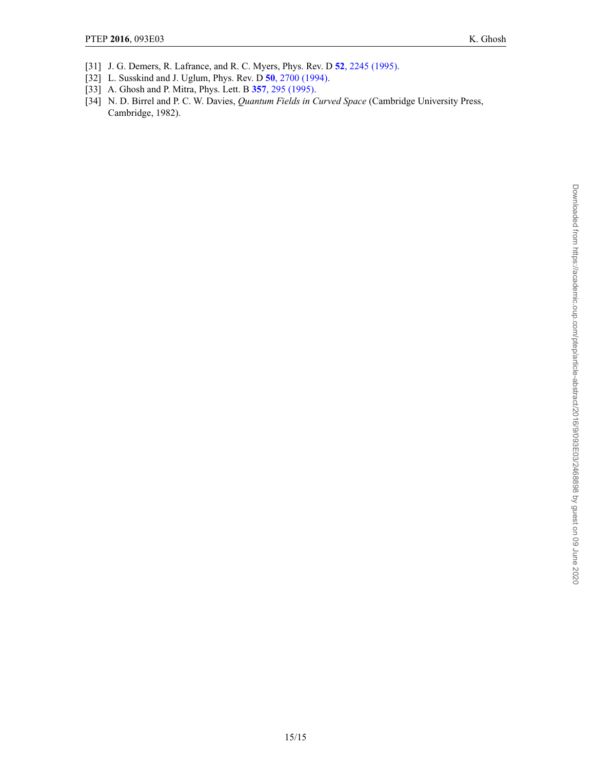[31] J. G. Demers, R. Lafrance, and R. C. Myers, Phys. Rev. D **52**, 2245 (1995).
[32] L. Susskind and J. Uglum, Phys. Rev. D **50**, 2700 (1994).
[33] A. Ghosh and P. Mitra, Phys. Lett. B **357**, 295 (1995).
[34] N. D. Birrel and P. C. W. Davies, *Quantum Fields in Curved Space* (Cambridge University Press, Cambridge, 1982).